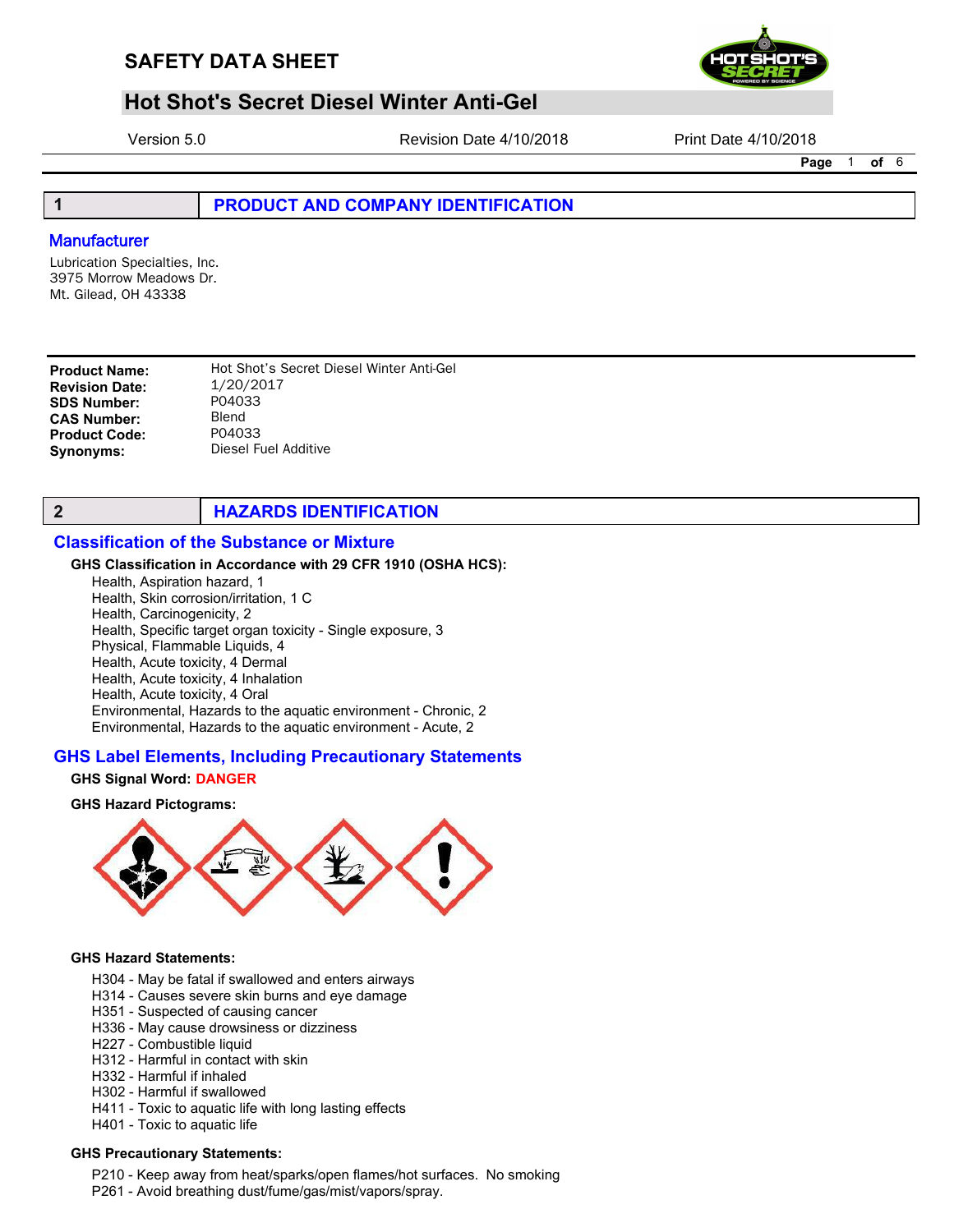# SAFETY DATA SHEET

## Hot Shot's Secret Diesel Winter Anti-Gel

Version 5.0 | Revision Date 4/10/2018 | Print Date 4/10/2018

## 1 PRODUCT AND COMPANY IDENTIFICATION

### Manufacturer

Lubrication Specialties, Inc.
3975 Morrow Meadows Dr.
Mt. Gilead, OH 43338

**Product Name:** Hot Shot's Secret Diesel Winter Anti-Gel
**Revision Date:** 1/20/2017
**SDS Number:** P04033
**CAS Number:** Blend
**Product Code:** P04033
**Synonyms:** Diesel Fuel Additive

## 2 HAZARDS IDENTIFICATION

### Classification of the Substance or Mixture

**GHS Classification in Accordance with 29 CFR 1910 (OSHA HCS):**

- Health, Aspiration hazard, 1
- Health, Skin corrosion/irritation, 1 C
- Health, Carcinogenicity, 2
- Health, Specific target organ toxicity - Single exposure, 3
- Physical, Flammable Liquids, 4
- Health, Acute toxicity, 4 Dermal
- Health, Acute toxicity, 4 Inhalation
- Health, Acute toxicity, 4 Oral
- Environmental, Hazards to the aquatic environment - Chronic, 2
- Environmental, Hazards to the aquatic environment - Acute, 2

### GHS Label Elements, Including Precautionary Statements

**GHS Signal Word:** **DANGER**

**GHS Hazard Pictograms:**

**GHS Hazard Statements:**

- H304 - May be fatal if swallowed and enters airways
- H314 - Causes severe skin burns and eye damage
- H351 - Suspected of causing cancer
- H336 - May cause drowsiness or dizziness
- H227 - Combustible liquid
- H312 - Harmful in contact with skin
- H332 - Harmful if inhaled
- H302 - Harmful if swallowed
- H411 - Toxic to aquatic life with long lasting effects
- H401 - Toxic to aquatic life

**GHS Precautionary Statements:**

- P210 - Keep away from heat/sparks/open flames/hot surfaces. No smoking
- P261 - Avoid breathing dust/fume/gas/mist/vapors/spray.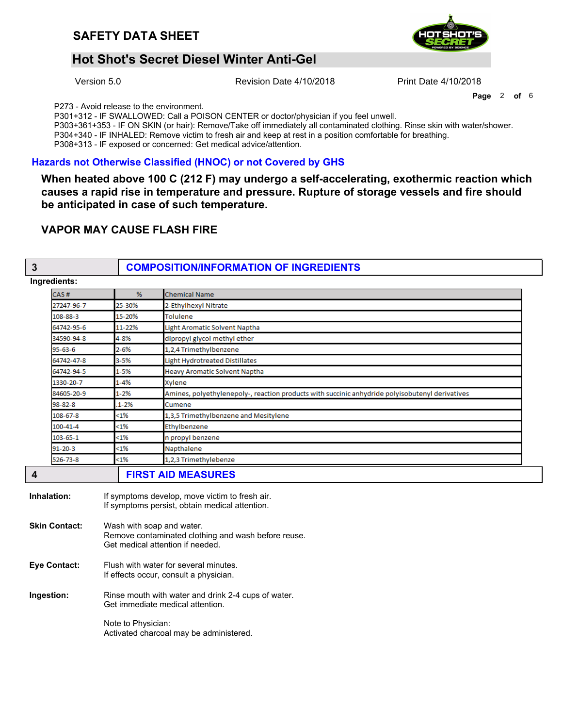P273 - Avoid release to the environment.
P301+312 - IF SWALLOWED: Call a POISON CENTER or doctor/physician if you feel unwell.
P303+361+353 - IF ON SKIN (or hair): Remove/Take off immediately all contaminated clothing. Rinse skin with water/shower.
P304+340 - IF INHALED: Remove victim to fresh air and keep at rest in a position comfortable for breathing.
P308+313 - IF exposed or concerned: Get medical advice/attention.

### Hazards not Otherwise Classified (HNOC) or not Covered by GHS

**When heated above 100 C (212 F) may undergo a self-accelerating, exothermic reaction which causes a rapid rise in temperature and pressure. Rupture of storage vessels and fire should be anticipated in case of such temperature.**

**VAPOR MAY CAUSE FLASH FIRE**

## 3 COMPOSITION/INFORMATION OF INGREDIENTS

**Ingredients:**

| CAS # | % | Chemical Name |
|---|---|---|
| 27247-96-7 | 25-30% | 2-Ethylhexyl Nitrate |
| 108-88-3 | 15-20% | Tolulene |
| 64742-95-6 | 11-22% | Light Aromatic Solvent Naptha |
| 34590-94-8 | 4-8% | dipropyl glycol methyl ether |
| 95-63-6 | 2-6% | 1,2,4 Trimethylbenzene |
| 64742-47-8 | 3-5% | Light Hydrotreated Distillates |
| 64742-94-5 | 1-5% | Heavy Aromatic Solvent Naptha |
| 1330-20-7 | 1-4% | Xylene |
| 84605-20-9 | 1-2% | Amines, polyethylenepoly-, reaction products with succinic anhydride polyisobutenyl derivatives |
| 98-82-8 | .1-2% | Cumene |
| 108-67-8 | <1% | 1,3,5 Trimethylbenzene and Mesitylene |
| 100-41-4 | <1% | Ethylbenzene |
| 103-65-1 | <1% | n propyl benzene |
| 91-20-3 | <1% | Napthalene |
| 526-73-8 | <1% | 1,2,3 Trimethylebenze |

## 4 FIRST AID MEASURES

**Inhalation:** If symptoms develop, move victim to fresh air.
If symptoms persist, obtain medical attention.

**Skin Contact:** Wash with soap and water.
Remove contaminated clothing and wash before reuse.
Get medical attention if needed.

**Eye Contact:** Flush with water for several minutes.
If effects occur, consult a physician.

**Ingestion:** Rinse mouth with water and drink 2-4 cups of water.
Get immediate medical attention.

Note to Physician:
Activated charcoal may be administered.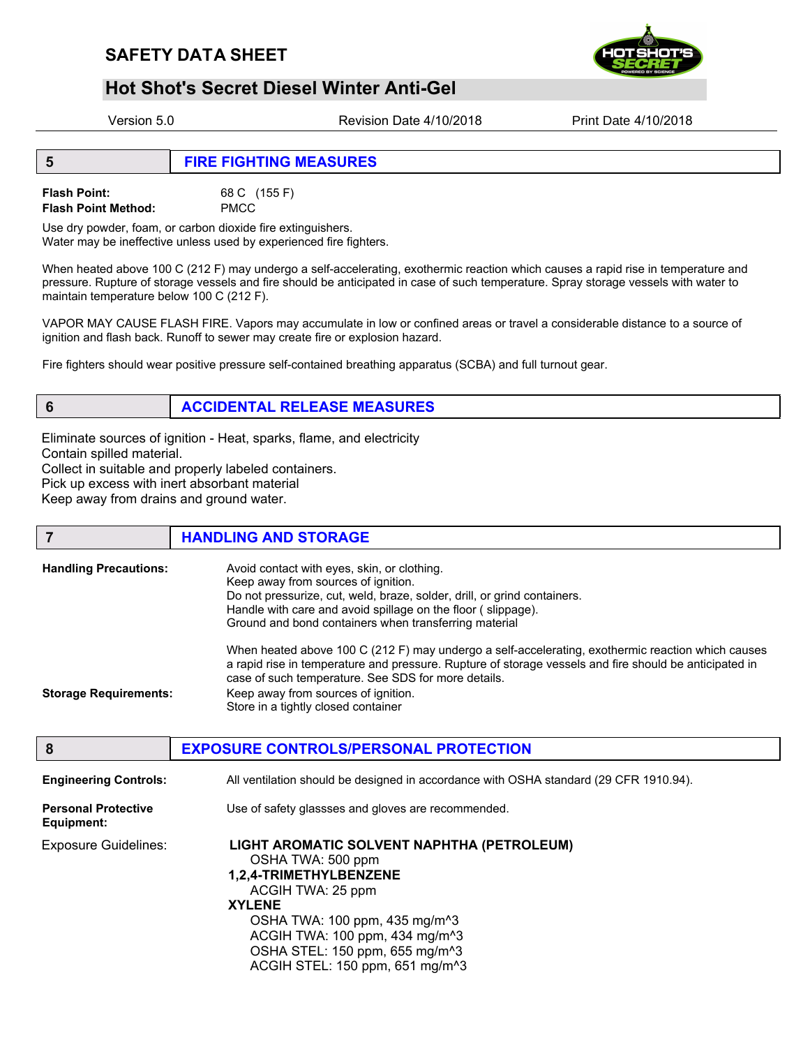## 5 FIRE FIGHTING MEASURES

**Flash Point:** 68 C (155 F)
**Flash Point Method:** PMCC

Use dry powder, foam, or carbon dioxide fire extinguishers.
Water may be ineffective unless used by experienced fire fighters.

When heated above 100 C (212 F) may undergo a self-accelerating, exothermic reaction which causes a rapid rise in temperature and pressure. Rupture of storage vessels and fire should be anticipated in case of such temperature. Spray storage vessels with water to maintain temperature below 100 C (212 F).

VAPOR MAY CAUSE FLASH FIRE. Vapors may accumulate in low or confined areas or travel a considerable distance to a source of ignition and flash back. Runoff to sewer may create fire or explosion hazard.

Fire fighters should wear positive pressure self-contained breathing apparatus (SCBA) and full turnout gear.

## 6 ACCIDENTAL RELEASE MEASURES

Eliminate sources of ignition - Heat, sparks, flame, and electricity
Contain spilled material.
Collect in suitable and properly labeled containers.
Pick up excess with inert absorbant material
Keep away from drains and ground water.

## 7 HANDLING AND STORAGE

**Handling Precautions:**

Avoid contact with eyes, skin, or clothing.
Keep away from sources of ignition.
Do not pressurize, cut, weld, braze, solder, drill, or grind containers.
Handle with care and avoid spillage on the floor ( slippage).
Ground and bond containers when transferring material

When heated above 100 C (212 F) may undergo a self-accelerating, exothermic reaction which causes a rapid rise in temperature and pressure. Rupture of storage vessels and fire should be anticipated in case of such temperature. See SDS for more details.

**Storage Requirements:**

Keep away from sources of ignition.
Store in a tightly closed container

## 8 EXPOSURE CONTROLS/PERSONAL PROTECTION

**Engineering Controls:** All ventilation should be designed in accordance with OSHA standard (29 CFR 1910.94).

**Personal Protective Equipment:** Use of safety glassses and gloves are recommended.

Exposure Guidelines:

**LIGHT AROMATIC SOLVENT NAPHTHA (PETROLEUM)**
OSHA TWA: 500 ppm

**1,2,4-TRIMETHYLBENZENE**
ACGIH TWA: 25 ppm

**XYLENE**
OSHA TWA: 100 ppm, 435 mg/m^3
ACGIH TWA: 100 ppm, 434 mg/m^3
OSHA STEL: 150 ppm, 655 mg/m^3
ACGIH STEL: 150 ppm, 651 mg/m^3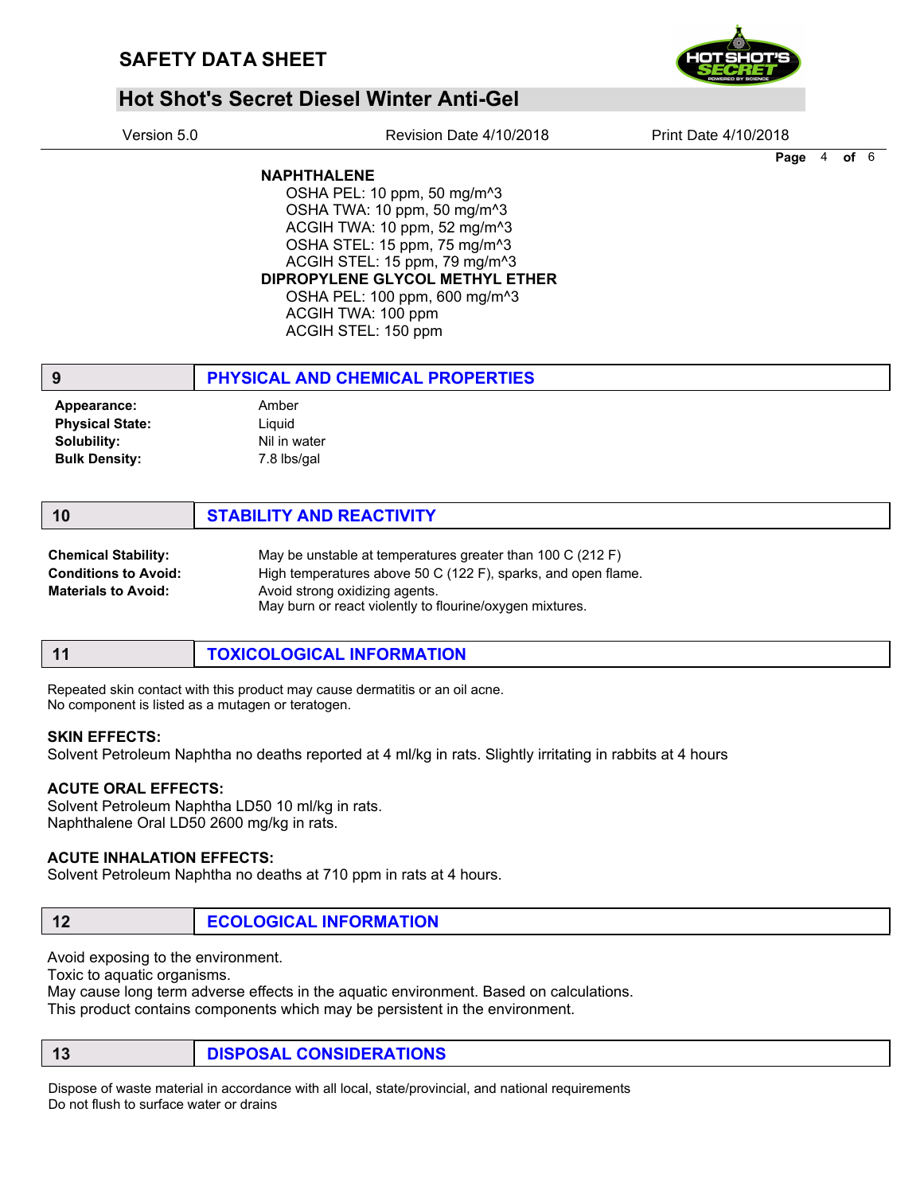**NAPHTHALENE**

OSHA PEL: 10 ppm, 50 mg/m^3
OSHA TWA: 10 ppm, 50 mg/m^3
ACGIH TWA: 10 ppm, 52 mg/m^3
OSHA STEL: 15 ppm, 75 mg/m^3
ACGIH STEL: 15 ppm, 79 mg/m^3

**DIPROPYLENE GLYCOL METHYL ETHER**

OSHA PEL: 100 ppm, 600 mg/m^3
ACGIH TWA: 100 ppm
ACGIH STEL: 150 ppm

## 9 PHYSICAL AND CHEMICAL PROPERTIES

**Appearance:** Amber
**Physical State:** Liquid
**Solubility:** Nil in water
**Bulk Density:** 7.8 lbs/gal

## 10 STABILITY AND REACTIVITY

**Chemical Stability:** May be unstable at temperatures greater than 100 C (212 F)
**Conditions to Avoid:** High temperatures above 50 C (122 F), sparks, and open flame.
**Materials to Avoid:** Avoid strong oxidizing agents.
May burn or react violently to flourine/oxygen mixtures.

## 11 TOXICOLOGICAL INFORMATION

Repeated skin contact with this product may cause dermatitis or an oil acne.
No component is listed as a mutagen or teratogen.

**SKIN EFFECTS:**
Solvent Petroleum Naphtha no deaths reported at 4 ml/kg in rats. Slightly irritating in rabbits at 4 hours

**ACUTE ORAL EFFECTS:**
Solvent Petroleum Naphtha LD50 10 ml/kg in rats.
Naphthalene Oral LD50 2600 mg/kg in rats.

**ACUTE INHALATION EFFECTS:**
Solvent Petroleum Naphtha no deaths at 710 ppm in rats at 4 hours.

## 12 ECOLOGICAL INFORMATION

Avoid exposing to the environment.
Toxic to aquatic organisms.
May cause long term adverse effects in the aquatic environment. Based on calculations.
This product contains components which may be persistent in the environment.

## 13 DISPOSAL CONSIDERATIONS

Dispose of waste material in accordance with all local, state/provincial, and national requirements
Do not flush to surface water or drains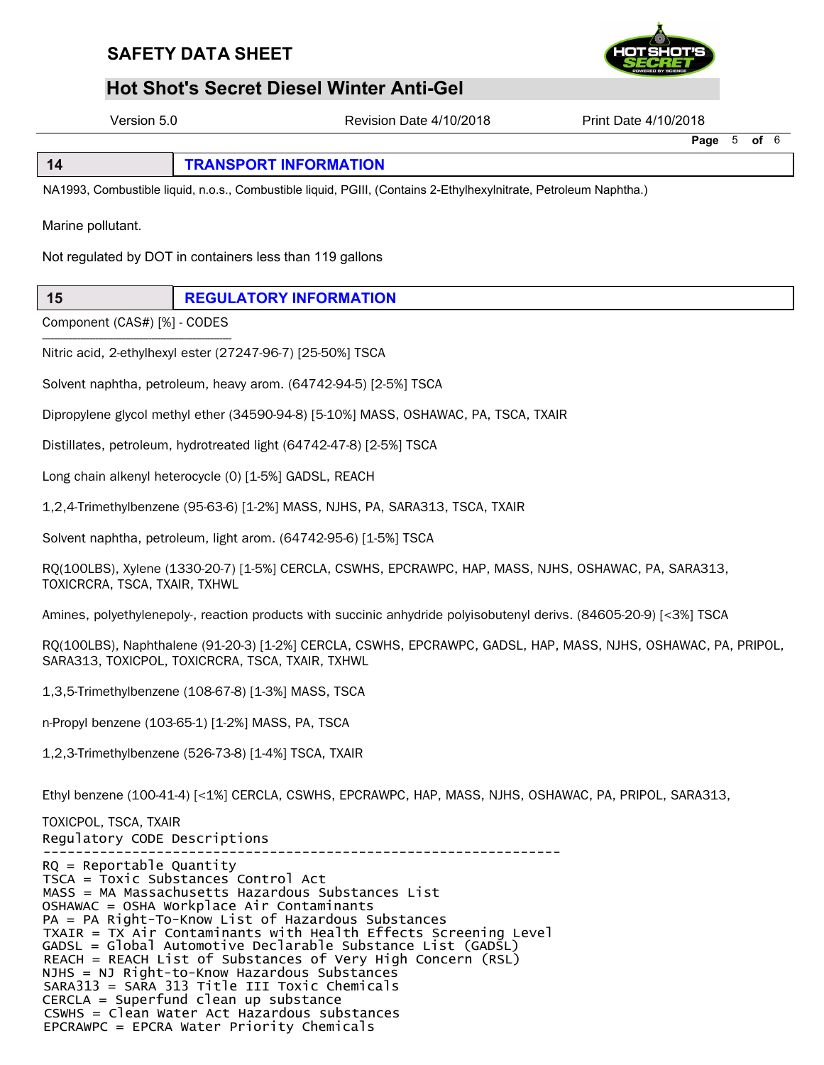## 14 TRANSPORT INFORMATION

NA1993, Combustible liquid, n.o.s., Combustible liquid, PGIII, (Contains 2-Ethylhexylnitrate, Petroleum Naphtha.)

Marine pollutant.

Not regulated by DOT in containers less than 119 gallons

## 15 REGULATORY INFORMATION

Component (CAS#) [%] - CODES

Nitric acid, 2-ethylhexyl ester (27247-96-7) [25-50%] TSCA

Solvent naphtha, petroleum, heavy arom. (64742-94-5) [2-5%] TSCA

Dipropylene glycol methyl ether (34590-94-8) [5-10%] MASS, OSHAWAC, PA, TSCA, TXAIR

Distillates, petroleum, hydrotreated light (64742-47-8) [2-5%] TSCA

Long chain alkenyl heterocycle (0) [1-5%] GADSL, REACH

1,2,4-Trimethylbenzene (95-63-6) [1-2%] MASS, NJHS, PA, SARA313, TSCA, TXAIR

Solvent naphtha, petroleum, light arom. (64742-95-6) [1-5%] TSCA

RQ(100LBS), Xylene (1330-20-7) [1-5%] CERCLA, CSWHS, EPCRAWPC, HAP, MASS, NJHS, OSHAWAC, PA, SARA313, TOXICRCRA, TSCA, TXAIR, TXHWL

Amines, polyethylenepoly-, reaction products with succinic anhydride polyisobutenyl derivs. (84605-20-9) [<3%] TSCA

RQ(100LBS), Naphthalene (91-20-3) [1-2%] CERCLA, CSWHS, EPCRAWPC, GADSL, HAP, MASS, NJHS, OSHAWAC, PA, PRIPOL, SARA313, TOXICPOL, TOXICRCRA, TSCA, TXAIR, TXHWL

1,3,5-Trimethylbenzene (108-67-8) [1-3%] MASS, TSCA

n-Propyl benzene (103-65-1) [1-2%] MASS, PA, TSCA

1,2,3-Trimethylbenzene (526-73-8) [1-4%] TSCA, TXAIR

Ethyl benzene (100-41-4) [<1%] CERCLA, CSWHS, EPCRAWPC, HAP, MASS, NJHS, OSHAWAC, PA, PRIPOL, SARA313, TOXICPOL, TSCA, TXAIR

```
Regulatory CODE Descriptions
-----------------------------------------------------------------
RQ = Reportable Quantity
TSCA = Toxic Substances Control Act
MASS = MA Massachusetts Hazardous Substances List
OSHAWAC = OSHA Workplace Air Contaminants
PA = PA Right-To-Know List of Hazardous Substances
TXAIR = TX Air Contaminants with Health Effects Screening Level
GADSL = Global Automotive Declarable Substance List (GADSL)
REACH = REACH List of Substances of Very High Concern (RSL)
NJHS = NJ Right-to-Know Hazardous Substances
SARA313 = SARA 313 Title III Toxic Chemicals
CERCLA = Superfund clean up substance
CSWHS = Clean Water Act Hazardous substances
EPCRAWPC = EPCRA Water Priority Chemicals
```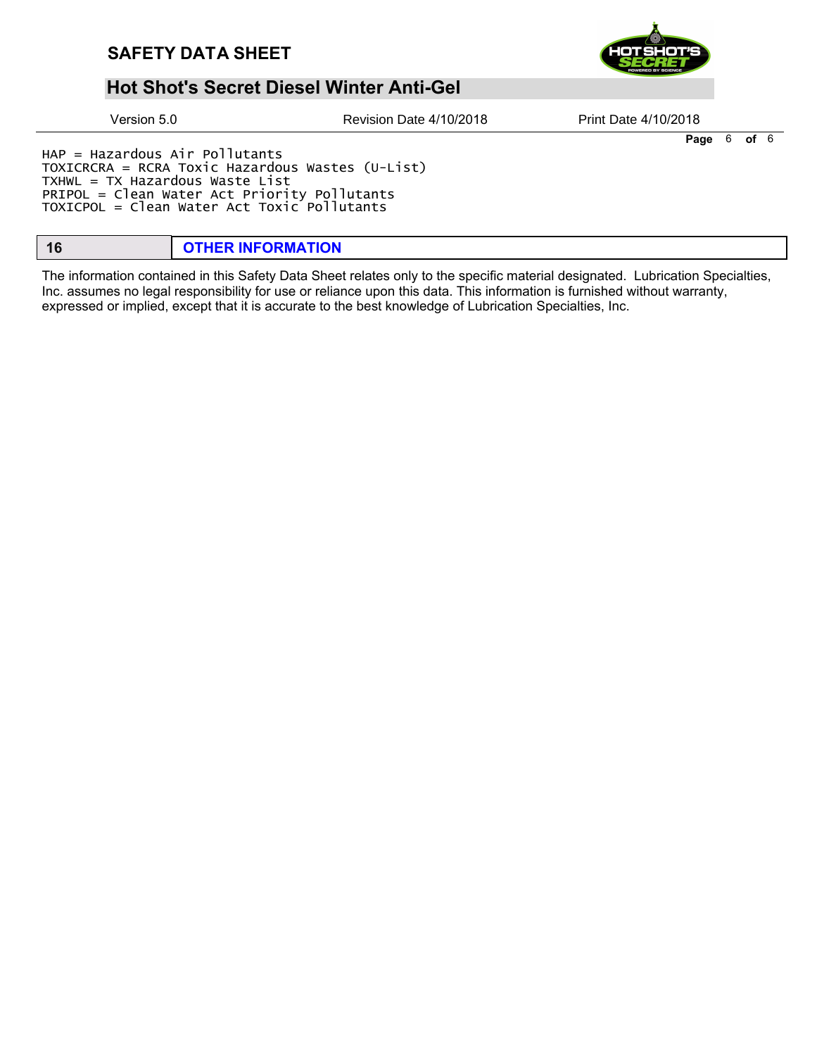HAP = Hazardous Air Pollutants
TOXICRCRA = RCRA Toxic Hazardous Wastes (U-List)
TXHWL = TX Hazardous Waste List
PRIPOL = Clean Water Act Priority Pollutants
TOXICPOL = Clean Water Act Toxic Pollutants

## 16 OTHER INFORMATION

The information contained in this Safety Data Sheet relates only to the specific material designated. Lubrication Specialties, Inc. assumes no legal responsibility for use or reliance upon this data. This information is furnished without warranty, expressed or implied, except that it is accurate to the best knowledge of Lubrication Specialties, Inc.